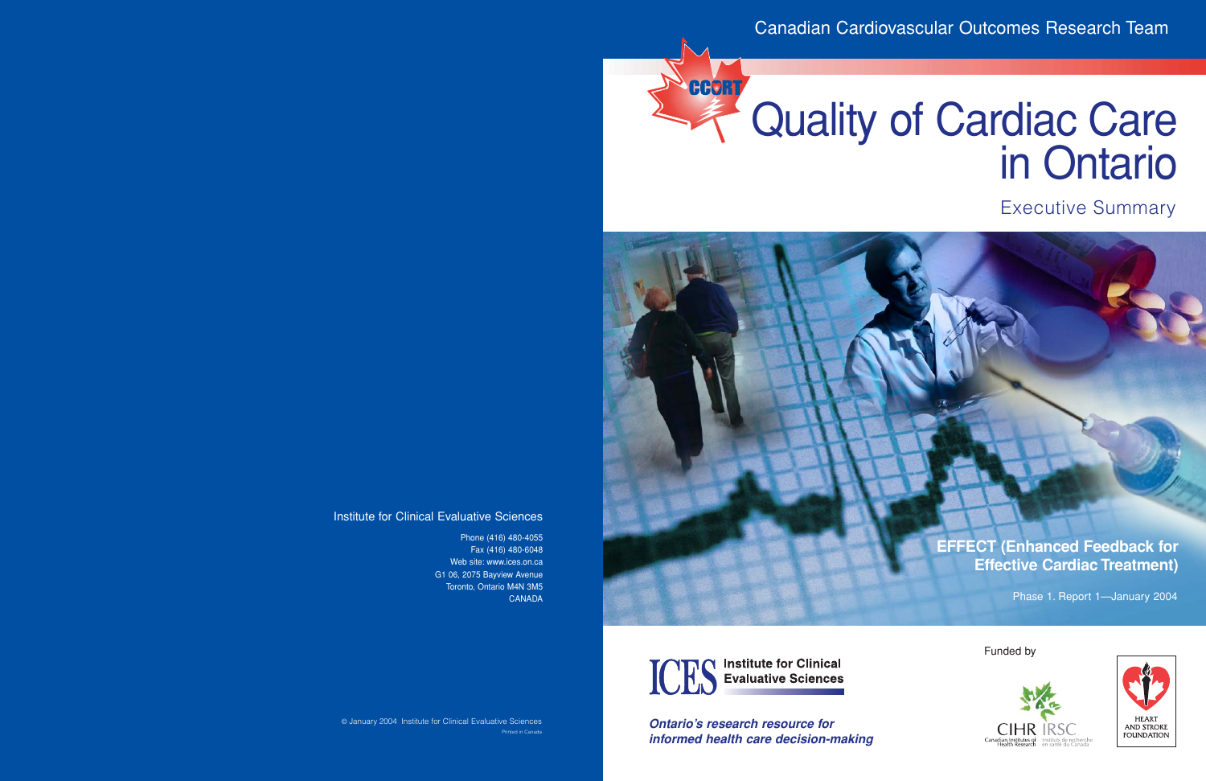Canadian Cardiovascular Outcomes Research Team

CCORT

# Quality of Cardiac Care in Ontario

## Executive Summary

**EFFECT (Enhanced Feedback for Effective Cardiac Treatment)**

Phase 1. Report 1—January 2004

ICES Institute for Clinical Evaluative Sciences

***Ontario's research resource for informed health care decision-making***

Funded by

CIHR IRSC Canadian Institutes of Health Research / Instituts de recherche en santé du Canada

HEART AND STROKE FOUNDATION

Institute for Clinical Evaluative Sciences

Phone (416) 480-4055
Fax (416) 480-6048
Web site: www.ices.on.ca
G1 06, 2075 Bayview Avenue
Toronto, Ontario M4N 3M5
CANADA

© January 2004 Institute for Clinical Evaluative Sciences
Printed in Canada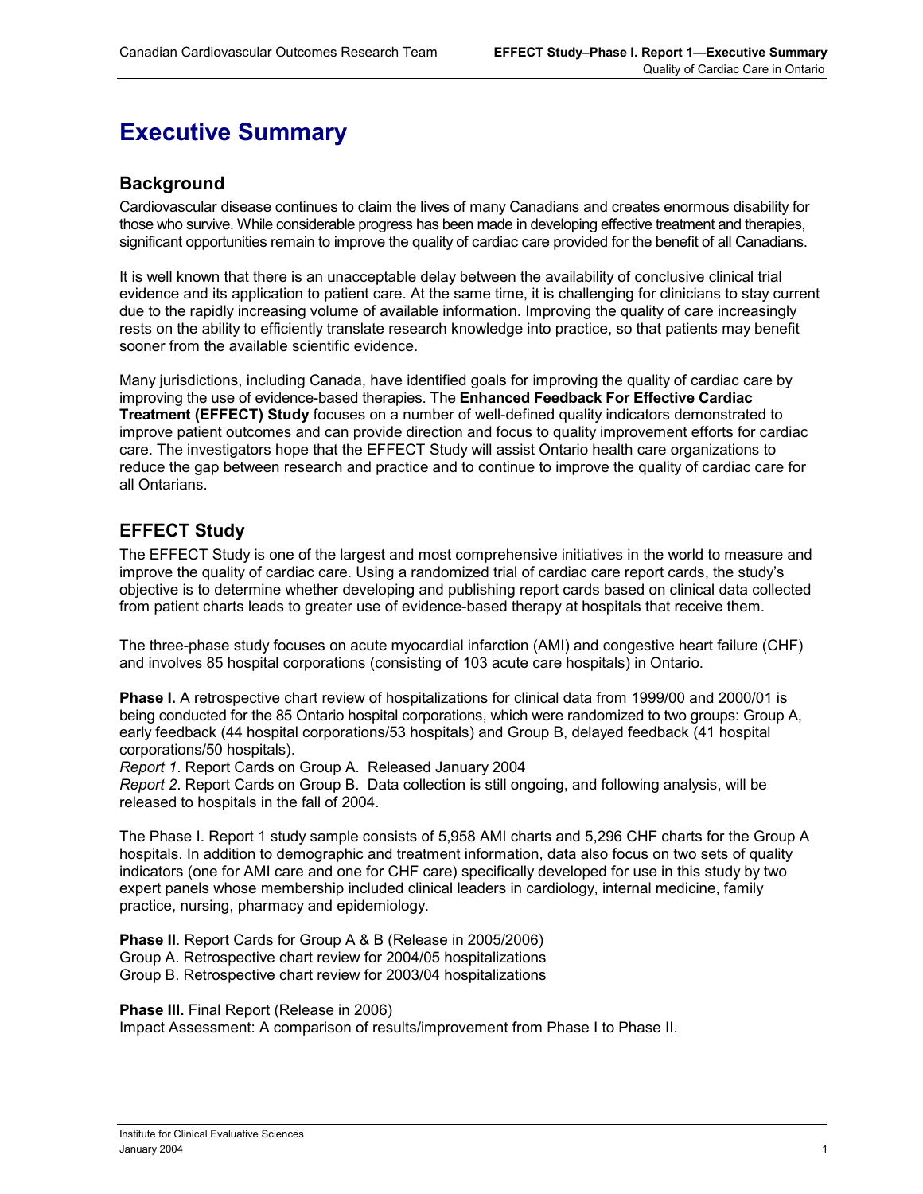# Executive Summary

## Background

Cardiovascular disease continues to claim the lives of many Canadians and creates enormous disability for those who survive. While considerable progress has been made in developing effective treatment and therapies, significant opportunities remain to improve the quality of cardiac care provided for the benefit of all Canadians.

It is well known that there is an unacceptable delay between the availability of conclusive clinical trial evidence and its application to patient care. At the same time, it is challenging for clinicians to stay current due to the rapidly increasing volume of available information. Improving the quality of care increasingly rests on the ability to efficiently translate research knowledge into practice, so that patients may benefit sooner from the available scientific evidence.

Many jurisdictions, including Canada, have identified goals for improving the quality of cardiac care by improving the use of evidence-based therapies. The **Enhanced Feedback For Effective Cardiac Treatment (EFFECT) Study** focuses on a number of well-defined quality indicators demonstrated to improve patient outcomes and can provide direction and focus to quality improvement efforts for cardiac care. The investigators hope that the EFFECT Study will assist Ontario health care organizations to reduce the gap between research and practice and to continue to improve the quality of cardiac care for all Ontarians.

## EFFECT Study

The EFFECT Study is one of the largest and most comprehensive initiatives in the world to measure and improve the quality of cardiac care. Using a randomized trial of cardiac care report cards, the study's objective is to determine whether developing and publishing report cards based on clinical data collected from patient charts leads to greater use of evidence-based therapy at hospitals that receive them.

The three-phase study focuses on acute myocardial infarction (AMI) and congestive heart failure (CHF) and involves 85 hospital corporations (consisting of 103 acute care hospitals) in Ontario.

**Phase I.** A retrospective chart review of hospitalizations for clinical data from 1999/00 and 2000/01 is being conducted for the 85 Ontario hospital corporations, which were randomized to two groups: Group A, early feedback (44 hospital corporations/53 hospitals) and Group B, delayed feedback (41 hospital corporations/50 hospitals).
*Report 1*. Report Cards on Group A. Released January 2004
*Report 2*. Report Cards on Group B. Data collection is still ongoing, and following analysis, will be released to hospitals in the fall of 2004.

The Phase I. Report 1 study sample consists of 5,958 AMI charts and 5,296 CHF charts for the Group A hospitals. In addition to demographic and treatment information, data also focus on two sets of quality indicators (one for AMI care and one for CHF care) specifically developed for use in this study by two expert panels whose membership included clinical leaders in cardiology, internal medicine, family practice, nursing, pharmacy and epidemiology.

**Phase II**. Report Cards for Group A & B (Release in 2005/2006)
Group A. Retrospective chart review for 2004/05 hospitalizations
Group B. Retrospective chart review for 2003/04 hospitalizations

**Phase III.** Final Report (Release in 2006)
Impact Assessment: A comparison of results/improvement from Phase I to Phase II.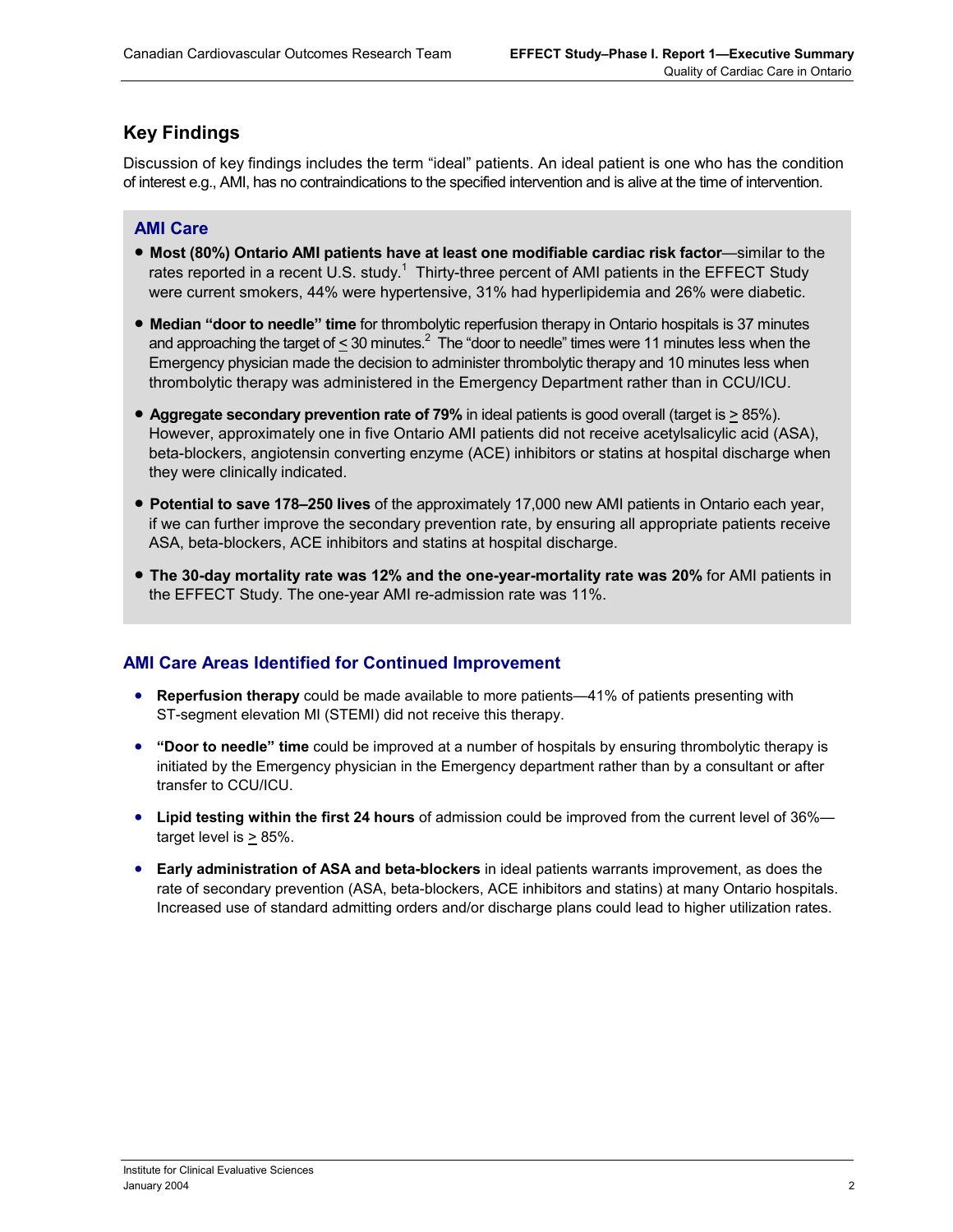## Key Findings

Discussion of key findings includes the term "ideal" patients. An ideal patient is one who has the condition of interest e.g., AMI, has no contraindications to the specified intervention and is alive at the time of intervention.

### AMI Care

- **Most (80%) Ontario AMI patients have at least one modifiable cardiac risk factor**—similar to the rates reported in a recent U.S. study.[1] Thirty-three percent of AMI patients in the EFFECT Study were current smokers, 44% were hypertensive, 31% had hyperlipidemia and 26% were diabetic.
- **Median "door to needle" time** for thrombolytic reperfusion therapy in Ontario hospitals is 37 minutes and approaching the target of ≤ 30 minutes.[2] The "door to needle" times were 11 minutes less when the Emergency physician made the decision to administer thrombolytic therapy and 10 minutes less when thrombolytic therapy was administered in the Emergency Department rather than in CCU/ICU.
- **Aggregate secondary prevention rate of 79%** in ideal patients is good overall (target is ≥ 85%). However, approximately one in five Ontario AMI patients did not receive acetylsalicylic acid (ASA), beta-blockers, angiotensin converting enzyme (ACE) inhibitors or statins at hospital discharge when they were clinically indicated.
- **Potential to save 178–250 lives** of the approximately 17,000 new AMI patients in Ontario each year, if we can further improve the secondary prevention rate, by ensuring all appropriate patients receive ASA, beta-blockers, ACE inhibitors and statins at hospital discharge.
- **The 30-day mortality rate was 12% and the one-year-mortality rate was 20%** for AMI patients in the EFFECT Study. The one-year AMI re-admission rate was 11%.

### AMI Care Areas Identified for Continued Improvement

- **Reperfusion therapy** could be made available to more patients—41% of patients presenting with ST-segment elevation MI (STEMI) did not receive this therapy.
- **"Door to needle" time** could be improved at a number of hospitals by ensuring thrombolytic therapy is initiated by the Emergency physician in the Emergency department rather than by a consultant or after transfer to CCU/ICU.
- **Lipid testing within the first 24 hours** of admission could be improved from the current level of 36%—target level is ≥ 85%.
- **Early administration of ASA and beta-blockers** in ideal patients warrants improvement, as does the rate of secondary prevention (ASA, beta-blockers, ACE inhibitors and statins) at many Ontario hospitals. Increased use of standard admitting orders and/or discharge plans could lead to higher utilization rates.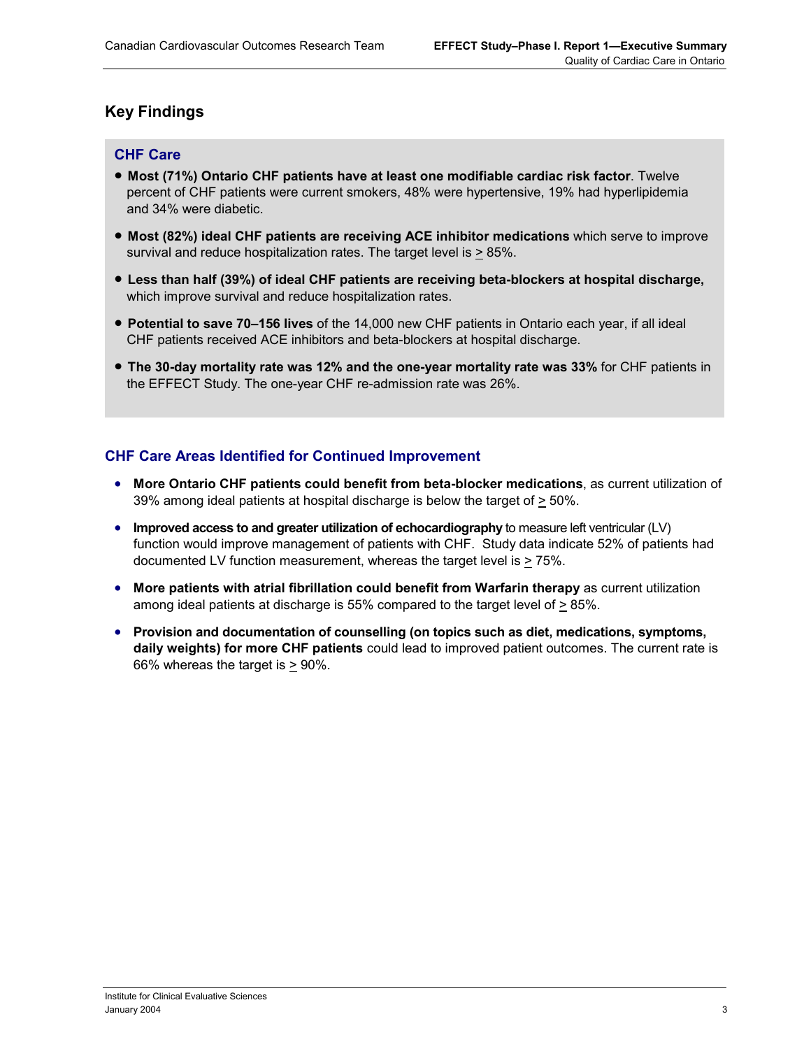## Key Findings

### CHF Care

- **Most (71%) Ontario CHF patients have at least one modifiable cardiac risk factor**. Twelve percent of CHF patients were current smokers, 48% were hypertensive, 19% had hyperlipidemia and 34% were diabetic.
- **Most (82%) ideal CHF patients are receiving ACE inhibitor medications** which serve to improve survival and reduce hospitalization rates. The target level is ≥ 85%.
- **Less than half (39%) of ideal CHF patients are receiving beta-blockers at hospital discharge,** which improve survival and reduce hospitalization rates.
- **Potential to save 70–156 lives** of the 14,000 new CHF patients in Ontario each year, if all ideal CHF patients received ACE inhibitors and beta-blockers at hospital discharge.
- **The 30-day mortality rate was 12% and the one-year mortality rate was 33%** for CHF patients in the EFFECT Study. The one-year CHF re-admission rate was 26%.

### CHF Care Areas Identified for Continued Improvement

- **More Ontario CHF patients could benefit from beta-blocker medications**, as current utilization of 39% among ideal patients at hospital discharge is below the target of ≥ 50%.
- **Improved access to and greater utilization of echocardiography** to measure left ventricular (LV) function would improve management of patients with CHF. Study data indicate 52% of patients had documented LV function measurement, whereas the target level is ≥ 75%.
- **More patients with atrial fibrillation could benefit from Warfarin therapy** as current utilization among ideal patients at discharge is 55% compared to the target level of ≥ 85%.
- **Provision and documentation of counselling (on topics such as diet, medications, symptoms, daily weights) for more CHF patients** could lead to improved patient outcomes. The current rate is 66% whereas the target is ≥ 90%.